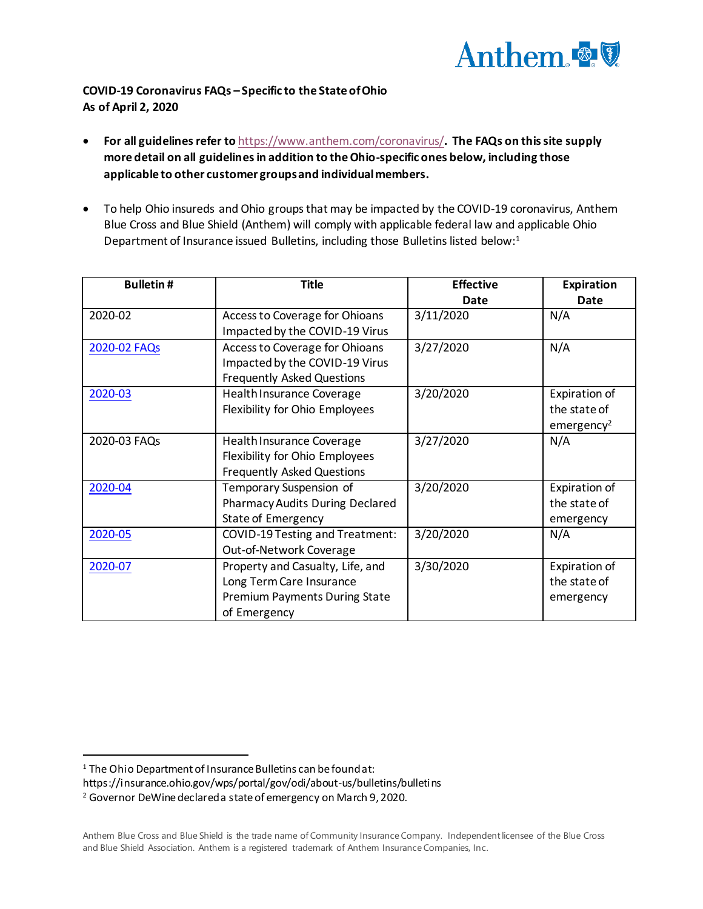**COVID-19 Coronavirus FAQs – Specific to the State of Ohio**
**As of April 2, 2020**

- **For all guidelines refer to https://www.anthem.com/coronavirus/. The FAQs on this site supply more detail on all guidelines in addition to the Ohio-specific ones below, including those applicable to other customer groups and individual members.**

- To help Ohio insureds and Ohio groups that may be impacted by the COVID-19 coronavirus, Anthem Blue Cross and Blue Shield (Anthem) will comply with applicable federal law and applicable Ohio Department of Insurance issued Bulletins, including those Bulletins listed below:[1]

| Bulletin # | Title | Effective Date | Expiration Date |
|---|---|---|---|
| 2020-02 | Access to Coverage for Ohioans Impacted by the COVID-19 Virus | 3/11/2020 | N/A |
| 2020-02 FAQs | Access to Coverage for Ohioans Impacted by the COVID-19 Virus Frequently Asked Questions | 3/27/2020 | N/A |
| 2020-03 | Health Insurance Coverage Flexibility for Ohio Employees | 3/20/2020 | Expiration of the state of emergency[2] |
| 2020-03 FAQs | Health Insurance Coverage Flexibility for Ohio Employees Frequently Asked Questions | 3/27/2020 | N/A |
| 2020-04 | Temporary Suspension of Pharmacy Audits During Declared State of Emergency | 3/20/2020 | Expiration of the state of emergency |
| 2020-05 | COVID-19 Testing and Treatment: Out-of-Network Coverage | 3/20/2020 | N/A |
| 2020-07 | Property and Casualty, Life, and Long Term Care Insurance Premium Payments During State of Emergency | 3/30/2020 | Expiration of the state of emergency |

---

[1] The Ohio Department of Insurance Bulletins can be found at: https://insurance.ohio.gov/wps/portal/gov/odi/about-us/bulletins/bulletins

[2] Governor DeWine declared a state of emergency on March 9, 2020.

Anthem Blue Cross and Blue Shield is the trade name of Community Insurance Company. Independent licensee of the Blue Cross and Blue Shield Association. Anthem is a registered trademark of Anthem Insurance Companies, Inc.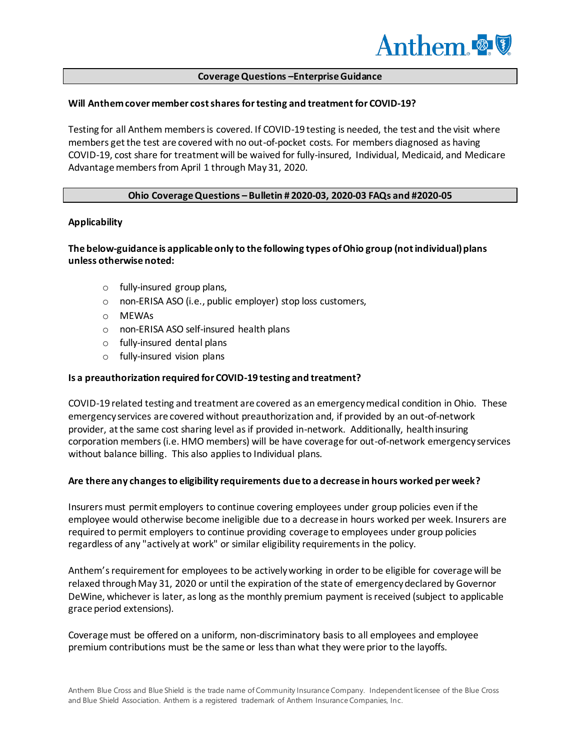## Coverage Questions –Enterprise Guidance

**Will Anthem cover member cost shares for testing and treatment for COVID-19?**

Testing for all Anthem members is covered. If COVID-19 testing is needed, the test and the visit where members get the test are covered with no out-of-pocket costs. For members diagnosed as having COVID-19, cost share for treatment will be waived for fully-insured, Individual, Medicaid, and Medicare Advantage members from April 1 through May 31, 2020.

## Ohio Coverage Questions – Bulletin # 2020-03, 2020-03 FAQs and #2020-05

**Applicability**

**The below-guidance is applicable only to the following types of Ohio group (not individual) plans unless otherwise noted:**

- fully-insured group plans,
- non-ERISA ASO (i.e., public employer) stop loss customers,
- MEWAs
- non-ERISA ASO self-insured health plans
- fully-insured dental plans
- fully-insured vision plans

**Is a preauthorization required for COVID-19 testing and treatment?**

COVID-19 related testing and treatment are covered as an emergency medical condition in Ohio. These emergency services are covered without preauthorization and, if provided by an out-of-network provider, at the same cost sharing level as if provided in-network. Additionally, health insuring corporation members (i.e. HMO members) will be have coverage for out-of-network emergency services without balance billing. This also applies to Individual plans.

**Are there any changes to eligibility requirements due to a decrease in hours worked per week?**

Insurers must permit employers to continue covering employees under group policies even if the employee would otherwise become ineligible due to a decrease in hours worked per week. Insurers are required to permit employers to continue providing coverage to employees under group policies regardless of any "actively at work" or similar eligibility requirements in the policy.

Anthem's requirement for employees to be actively working in order to be eligible for coverage will be relaxed through May 31, 2020 or until the expiration of the state of emergency declared by Governor DeWine, whichever is later, as long as the monthly premium payment is received (subject to applicable grace period extensions).

Coverage must be offered on a uniform, non-discriminatory basis to all employees and employee premium contributions must be the same or less than what they were prior to the layoffs.

Anthem Blue Cross and Blue Shield is the trade name of Community Insurance Company. Independent licensee of the Blue Cross and Blue Shield Association. Anthem is a registered trademark of Anthem Insurance Companies, Inc.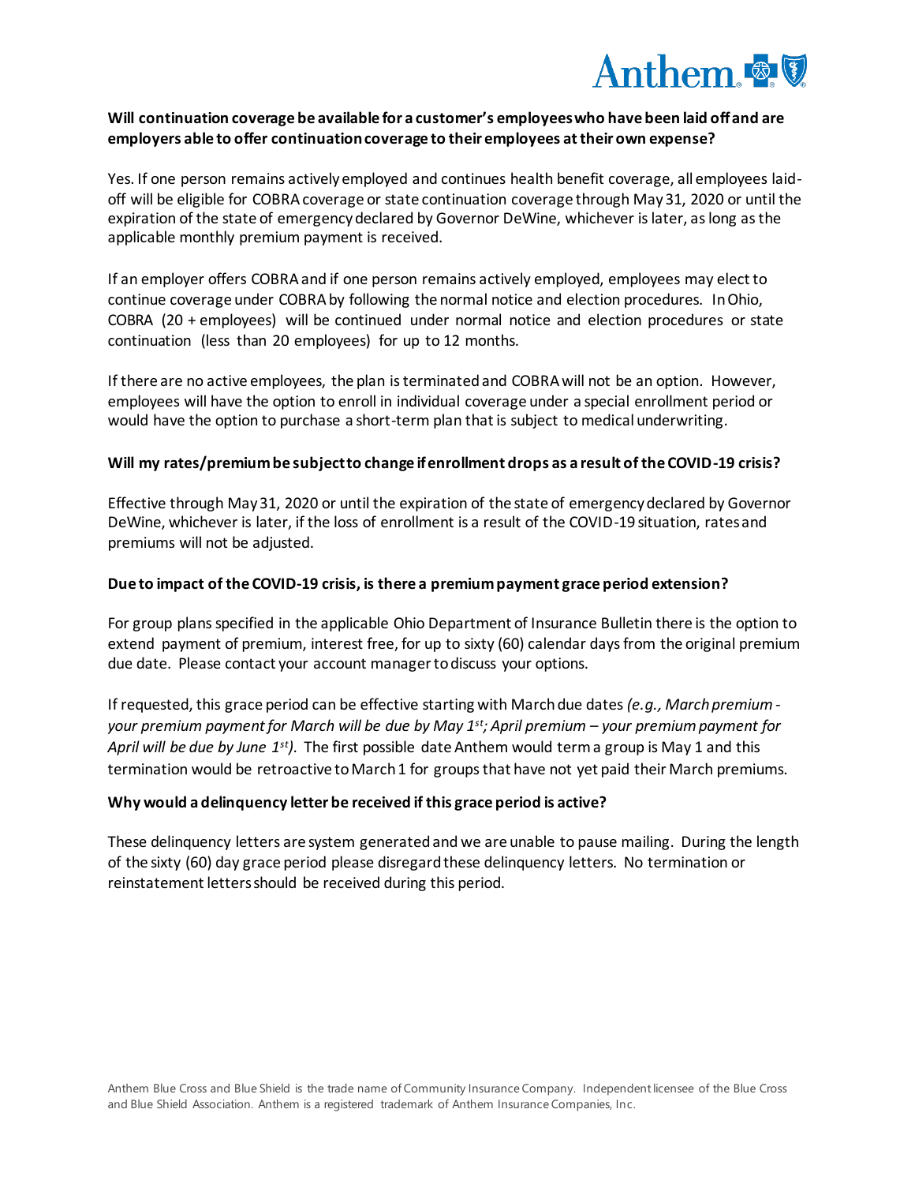**Will continuation coverage be available for a customer's employees who have been laid off and are employers able to offer continuation coverage to their employees at their own expense?**

Yes. If one person remains actively employed and continues health benefit coverage, all employees laid-off will be eligible for COBRA coverage or state continuation coverage through May 31, 2020 or until the expiration of the state of emergency declared by Governor DeWine, whichever is later, as long as the applicable monthly premium payment is received.

If an employer offers COBRA and if one person remains actively employed, employees may elect to continue coverage under COBRA by following the normal notice and election procedures. In Ohio, COBRA (20 + employees) will be continued under normal notice and election procedures or state continuation (less than 20 employees) for up to 12 months.

If there are no active employees, the plan is terminated and COBRA will not be an option. However, employees will have the option to enroll in individual coverage under a special enrollment period or would have the option to purchase a short-term plan that is subject to medical underwriting.

**Will my rates/premium be subject to change if enrollment drops as a result of the COVID-19 crisis?**

Effective through May 31, 2020 or until the expiration of the state of emergency declared by Governor DeWine, whichever is later, if the loss of enrollment is a result of the COVID-19 situation, rates and premiums will not be adjusted.

**Due to impact of the COVID-19 crisis, is there a premium payment grace period extension?**

For group plans specified in the applicable Ohio Department of Insurance Bulletin there is the option to extend payment of premium, interest free, for up to sixty (60) calendar days from the original premium due date. Please contact your account manager to discuss your options.

If requested, this grace period can be effective starting with March due dates *(e.g., March premium - your premium payment for March will be due by May 1st; April premium – your premium payment for April will be due by June 1st)*. The first possible date Anthem would term a group is May 1 and this termination would be retroactive to March 1 for groups that have not yet paid their March premiums.

**Why would a delinquency letter be received if this grace period is active?**

These delinquency letters are system generated and we are unable to pause mailing. During the length of the sixty (60) day grace period please disregard these delinquency letters. No termination or reinstatement letters should be received during this period.

Anthem Blue Cross and Blue Shield is the trade name of Community Insurance Company. Independent licensee of the Blue Cross and Blue Shield Association. Anthem is a registered trademark of Anthem Insurance Companies, Inc.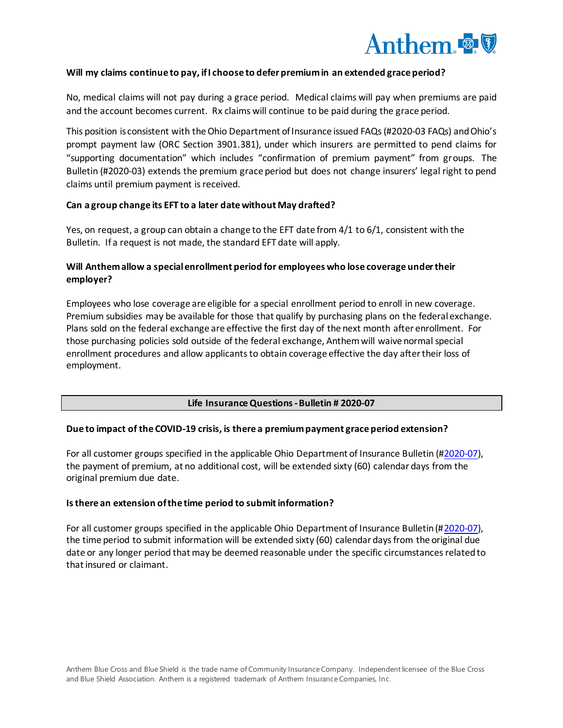**Will my claims continue to pay, if I choose to defer premium in an extended grace period?**

No, medical claims will not pay during a grace period. Medical claims will pay when premiums are paid and the account becomes current. Rx claims will continue to be paid during the grace period.

This position is consistent with the Ohio Department of Insurance issued FAQs (#2020-03 FAQs) and Ohio's prompt payment law (ORC Section 3901.381), under which insurers are permitted to pend claims for "supporting documentation" which includes "confirmation of premium payment" from groups. The Bulletin (#2020-03) extends the premium grace period but does not change insurers' legal right to pend claims until premium payment is received.

**Can a group change its EFT to a later date without May drafted?**

Yes, on request, a group can obtain a change to the EFT date from 4/1 to 6/1, consistent with the Bulletin. If a request is not made, the standard EFT date will apply.

**Will Anthem allow a special enrollment period for employees who lose coverage under their employer?**

Employees who lose coverage are eligible for a special enrollment period to enroll in new coverage. Premium subsidies may be available for those that qualify by purchasing plans on the federal exchange. Plans sold on the federal exchange are effective the first day of the next month after enrollment. For those purchasing policies sold outside of the federal exchange, Anthem will waive normal special enrollment procedures and allow applicants to obtain coverage effective the day after their loss of employment.

## Life Insurance Questions - Bulletin # 2020-07

**Due to impact of the COVID-19 crisis, is there a premium payment grace period extension?**

For all customer groups specified in the applicable Ohio Department of Insurance Bulletin (#2020-07), the payment of premium, at no additional cost, will be extended sixty (60) calendar days from the original premium due date.

**Is there an extension of the time period to submit information?**

For all customer groups specified in the applicable Ohio Department of Insurance Bulletin (#2020-07), the time period to submit information will be extended sixty (60) calendar days from the original due date or any longer period that may be deemed reasonable under the specific circumstances related to that insured or claimant.

Anthem Blue Cross and Blue Shield is the trade name of Community Insurance Company. Independent licensee of the Blue Cross and Blue Shield Association. Anthem is a registered trademark of Anthem Insurance Companies, Inc.